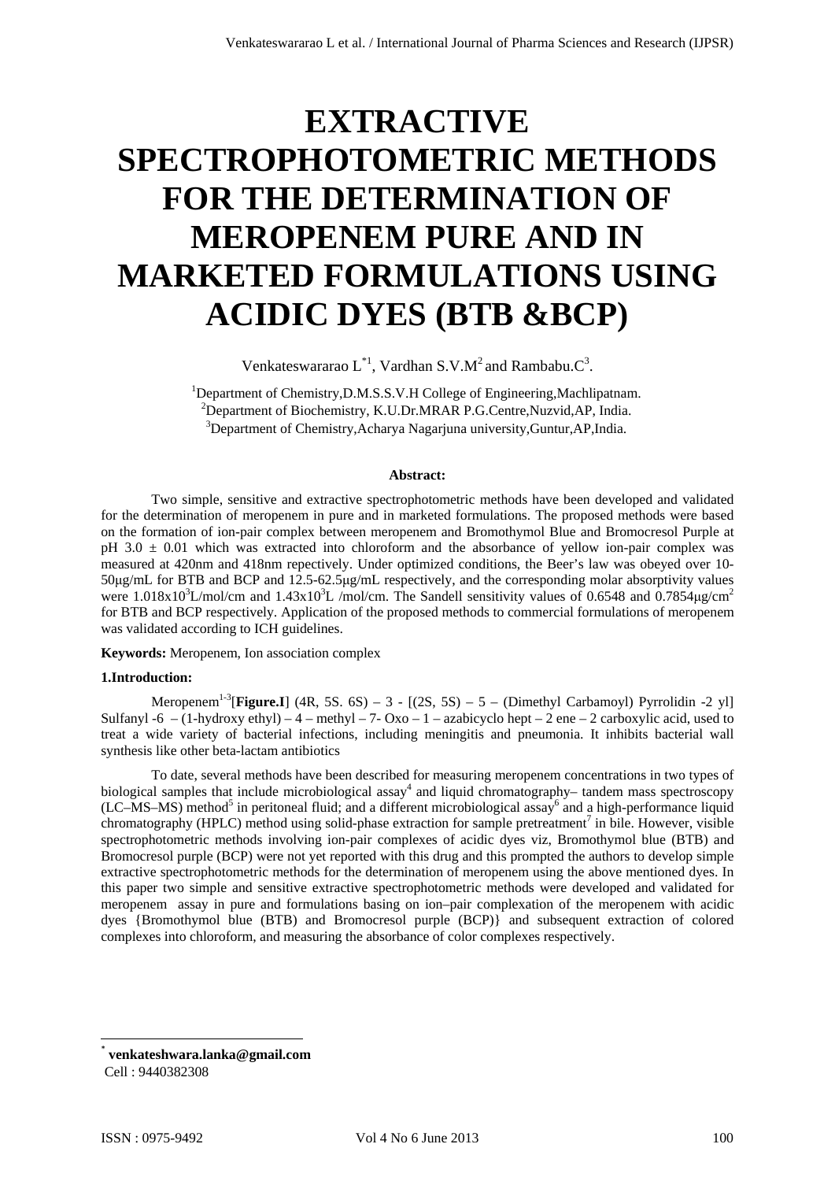# EXTRACTIVE SPECTROPHOTOMETRIC METHODS FOR THE DETERMINATION OF MEROPENEM PURE AND IN MARKETED FORMULATIONS USING ACIDIC DYES (BTB &BCP)

Venkateswararao L[*1], Vardhan S.V.M[2] and Rambabu.C[3].

[1]Department of Chemistry,D.M.S.S.V.H College of Engineering,Machlipatnam.
[2]Department of Biochemistry, K.U.Dr.MRAR P.G.Centre,Nuzvid,AP, India.
[3]Department of Chemistry,Acharya Nagarjuna university,Guntur,AP,India.

**Abstract:**

Two simple, sensitive and extractive spectrophotometric methods have been developed and validated for the determination of meropenem in pure and in marketed formulations. The proposed methods were based on the formation of ion-pair complex between meropenem and Bromothymol Blue and Bromocresol Purple at pH 3.0 ± 0.01 which was extracted into chloroform and the absorbance of yellow ion-pair complex was measured at 420nm and 418nm repectively. Under optimized conditions, the Beer's law was obeyed over 10-50μg/mL for BTB and BCP and 12.5-62.5μg/mL respectively, and the corresponding molar absorptivity values were $1.018 \times 10^3$L/mol/cm and $1.43 \times 10^3$L /mol/cm. The Sandell sensitivity values of 0.6548 and 0.7854μg/cm$^2$ for BTB and BCP respectively. Application of the proposed methods to commercial formulations of meropenem was validated according to ICH guidelines.

**Keywords:** Meropenem, Ion association complex

**1.Introduction:**

Meropenem[1-3][**Figure.I**] (4R, 5S. 6S) – 3 - [(2S, 5S) – 5 – (Dimethyl Carbamoyl) Pyrrolidin -2 yl] Sulfanyl -6 – (1-hydroxy ethyl) – 4 – methyl – 7- Oxo – 1 – azabicyclo hept – 2 ene – 2 carboxylic acid, used to treat a wide variety of bacterial infections, including meningitis and pneumonia. It inhibits bacterial wall synthesis like other beta-lactam antibiotics

To date, several methods have been described for measuring meropenem concentrations in two types of biological samples that include microbiological assay[4] and liquid chromatography– tandem mass spectroscopy (LC–MS–MS) method[5] in peritoneal fluid; and a different microbiological assay[6] and a high-performance liquid chromatography (HPLC) method using solid-phase extraction for sample pretreatment[7] in bile. However, visible spectrophotometric methods involving ion-pair complexes of acidic dyes viz, Bromothymol blue (BTB) and Bromocresol purple (BCP) were not yet reported with this drug and this prompted the authors to develop simple extractive spectrophotometric methods for the determination of meropenem using the above mentioned dyes. In this paper two simple and sensitive extractive spectrophotometric methods were developed and validated for meropenem assay in pure and formulations basing on ion–pair complexation of the meropenem with acidic dyes {Bromothymol blue (BTB) and Bromocresol purple (BCP)} and subsequent extraction of colored complexes into chloroform, and measuring the absorbance of color complexes respectively.

[*] **venkateshwara.lanka@gmail.com**
Cell : 9440382308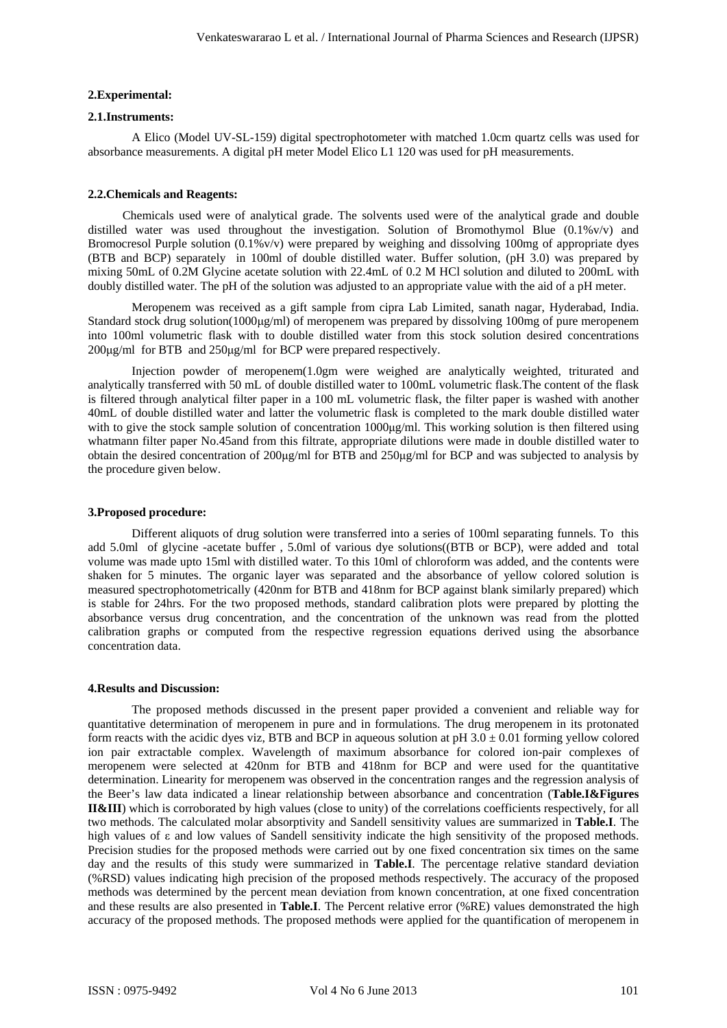## 2.Experimental:

### 2.1.Instruments:

A Elico (Model UV-SL-159) digital spectrophotometer with matched 1.0cm quartz cells was used for absorbance measurements. A digital pH meter Model Elico L1 120 was used for pH measurements.

### 2.2.Chemicals and Reagents:

Chemicals used were of analytical grade. The solvents used were of the analytical grade and double distilled water was used throughout the investigation. Solution of Bromothymol Blue (0.1%v/v) and Bromocresol Purple solution (0.1%v/v) were prepared by weighing and dissolving 100mg of appropriate dyes (BTB and BCP) separately in 100ml of double distilled water. Buffer solution, (pH 3.0) was prepared by mixing 50mL of 0.2M Glycine acetate solution with 22.4mL of 0.2 M HCl solution and diluted to 200mL with doubly distilled water. The pH of the solution was adjusted to an appropriate value with the aid of a pH meter.

Meropenem was received as a gift sample from cipra Lab Limited, sanath nagar, Hyderabad, India. Standard stock drug solution(1000μg/ml) of meropenem was prepared by dissolving 100mg of pure meropenem into 100ml volumetric flask with to double distilled water from this stock solution desired concentrations 200μg/ml for BTB and 250μg/ml for BCP were prepared respectively.

Injection powder of meropenem(1.0gm were weighed are analytically weighted, triturated and analytically transferred with 50 mL of double distilled water to 100mL volumetric flask.The content of the flask is filtered through analytical filter paper in a 100 mL volumetric flask, the filter paper is washed with another 40mL of double distilled water and latter the volumetric flask is completed to the mark double distilled water with to give the stock sample solution of concentration 1000μg/ml. This working solution is then filtered using whatmann filter paper No.45and from this filtrate, appropriate dilutions were made in double distilled water to obtain the desired concentration of 200μg/ml for BTB and 250μg/ml for BCP and was subjected to analysis by the procedure given below.

## 3.Proposed procedure:

Different aliquots of drug solution were transferred into a series of 100ml separating funnels. To this add 5.0ml of glycine -acetate buffer , 5.0ml of various dye solutions((BTB or BCP), were added and total volume was made upto 15ml with distilled water. To this 10ml of chloroform was added, and the contents were shaken for 5 minutes. The organic layer was separated and the absorbance of yellow colored solution is measured spectrophotometrically (420nm for BTB and 418nm for BCP against blank similarly prepared) which is stable for 24hrs. For the two proposed methods, standard calibration plots were prepared by plotting the absorbance versus drug concentration, and the concentration of the unknown was read from the plotted calibration graphs or computed from the respective regression equations derived using the absorbance concentration data.

## 4.Results and Discussion:

The proposed methods discussed in the present paper provided a convenient and reliable way for quantitative determination of meropenem in pure and in formulations. The drug meropenem in its protonated form reacts with the acidic dyes viz, BTB and BCP in aqueous solution at pH 3.0 ± 0.01 forming yellow colored ion pair extractable complex. Wavelength of maximum absorbance for colored ion-pair complexes of meropenem were selected at 420nm for BTB and 418nm for BCP and were used for the quantitative determination. Linearity for meropenem was observed in the concentration ranges and the regression analysis of the Beer's law data indicated a linear relationship between absorbance and concentration (**Table.I&Figures II&III**) which is corroborated by high values (close to unity) of the correlations coefficients respectively, for all two methods. The calculated molar absorptivity and Sandell sensitivity values are summarized in **Table.I**. The high values of ε and low values of Sandell sensitivity indicate the high sensitivity of the proposed methods. Precision studies for the proposed methods were carried out by one fixed concentration six times on the same day and the results of this study were summarized in **Table.I**. The percentage relative standard deviation (%RSD) values indicating high precision of the proposed methods respectively. The accuracy of the proposed methods was determined by the percent mean deviation from known concentration, at one fixed concentration and these results are also presented in **Table.I**. The Percent relative error (%RE) values demonstrated the high accuracy of the proposed methods. The proposed methods were applied for the quantification of meropenem in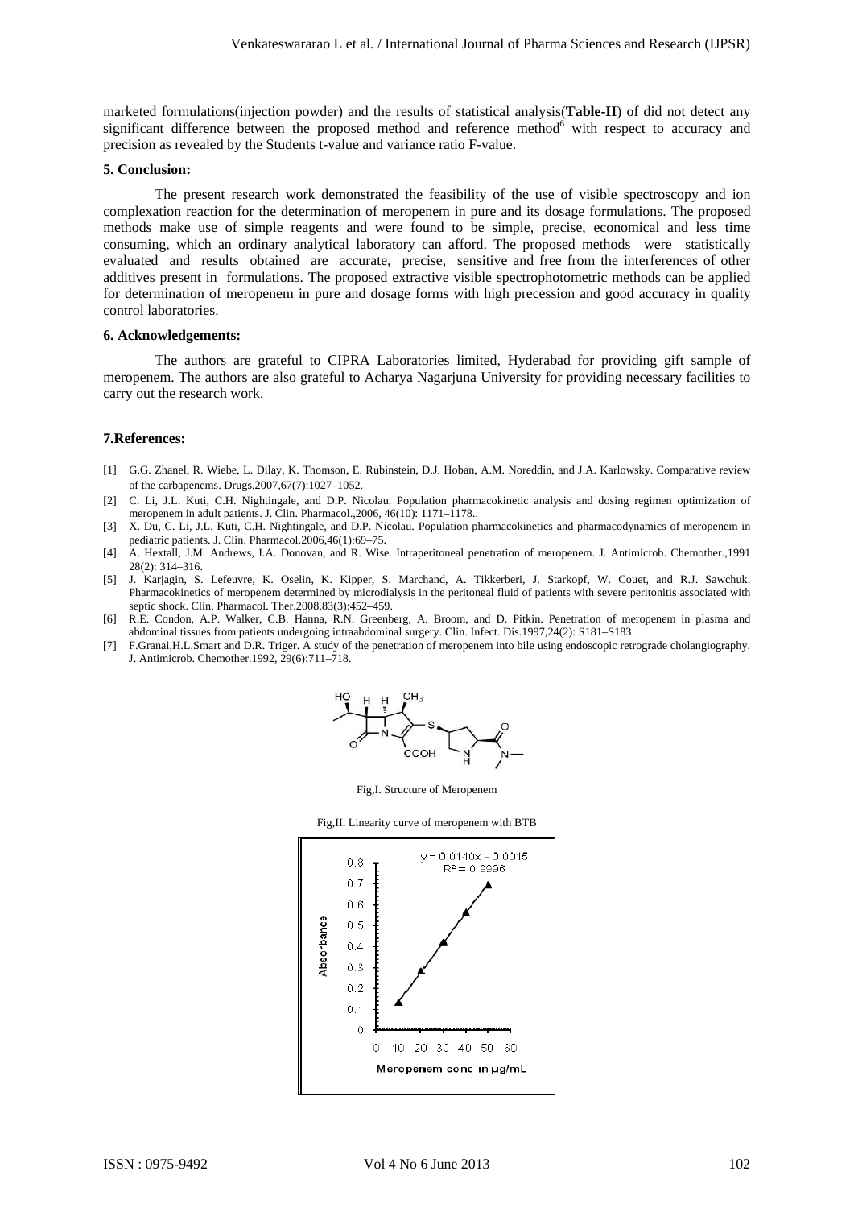marketed formulations(injection powder) and the results of statistical analysis(**Table-II**) of did not detect any significant difference between the proposed method and reference method[6] with respect to accuracy and precision as revealed by the Students t-value and variance ratio F-value.

### 5. Conclusion:

The present research work demonstrated the feasibility of the use of visible spectroscopy and ion complexation reaction for the determination of meropenem in pure and its dosage formulations. The proposed methods make use of simple reagents and were found to be simple, precise, economical and less time consuming, which an ordinary analytical laboratory can afford. The proposed methods were statistically evaluated and results obtained are accurate, precise, sensitive and free from the interferences of other additives present in formulations. The proposed extractive visible spectrophotometric methods can be applied for determination of meropenem in pure and dosage forms with high precession and good accuracy in quality control laboratories.

### 6. Acknowledgements:

The authors are grateful to CIPRA Laboratories limited, Hyderabad for providing gift sample of meropenem. The authors are also grateful to Acharya Nagarjuna University for providing necessary facilities to carry out the research work.

### 7.References:

[1] G.G. Zhanel, R. Wiebe, L. Dilay, K. Thomson, E. Rubinstein, D.J. Hoban, A.M. Noreddin, and J.A. Karlowsky. Comparative review of the carbapenems. Drugs,2007,67(7):1027–1052.

[2] C. Li, J.L. Kuti, C.H. Nightingale, and D.P. Nicolau. Population pharmacokinetic analysis and dosing regimen optimization of meropenem in adult patients. J. Clin. Pharmacol.,2006, 46(10): 1171–1178..

[3] X. Du, C. Li, J.L. Kuti, C.H. Nightingale, and D.P. Nicolau. Population pharmacokinetics and pharmacodynamics of meropenem in pediatric patients. J. Clin. Pharmacol.2006,46(1):69–75.

[4] A. Hextall, J.M. Andrews, I.A. Donovan, and R. Wise. Intraperitoneal penetration of meropenem. J. Antimicrob. Chemother.,1991 28(2): 314–316.

[5] J. Karjagin, S. Lefeuvre, K. Oselin, K. Kipper, S. Marchand, A. Tikkerberi, J. Starkopf, W. Couet, and R.J. Sawchuk. Pharmacokinetics of meropenem determined by microdialysis in the peritoneal fluid of patients with severe peritonitis associated with septic shock. Clin. Pharmacol. Ther.2008,83(3):452–459.

[6] R.E. Condon, A.P. Walker, C.B. Hanna, R.N. Greenberg, A. Broom, and D. Pitkin. Penetration of meropenem in plasma and abdominal tissues from patients undergoing intraabdominal surgery. Clin. Infect. Dis.1997,24(2): S181–S183.

[7] F.Granai,H.L.Smart and D.R. Triger. A study of the penetration of meropenem into bile using endoscopic retrograde cholangiography. J. Antimicrob. Chemother.1992, 29(6):711–718.

Fig,I. Structure of Meropenem

Fig,II. Linearity curve of meropenem with BTB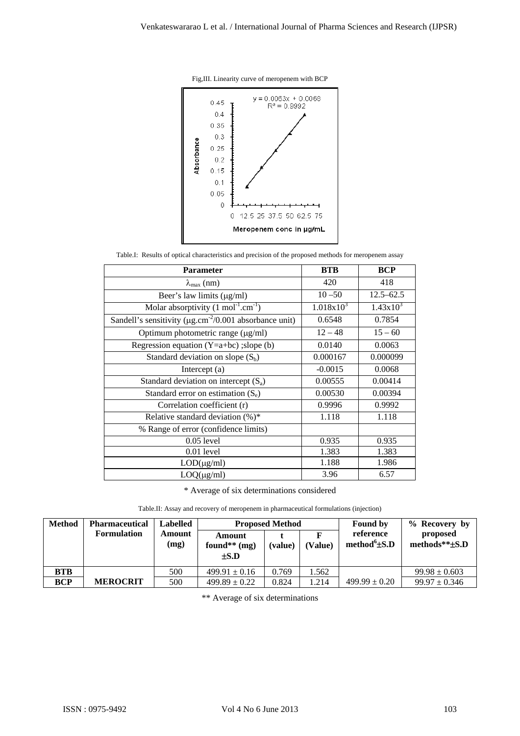Fig,III. Linearity curve of meropenem with BCP

y = 0.0063x + 0.0068
R² = 0.9992

Absorbance

0.45
0.4
0.35
0.3
0.25
0.2
0.15
0.1
0.05
0

0 12.5 25 37.5 50 62.5 75

Meropenem conc in µg/mL

Table.I: Results of optical characteristics and precision of the proposed methods for meropenem assay

| Parameter | BTB | BCP |
|---|---|---|
| $\lambda_{max}$ (nm) | 420 | 418 |
| Beer's law limits (μg/ml) | 10 –50 | 12.5–62.5 |
| Molar absorptivity ($1\ mol^{-1}.cm^{-1}$) | $1.018x10^3$ | $1.43x10^3$ |
| Sandell's sensitivity ($\mu g.cm^{-2}$/0.001 absorbance unit) | 0.6548 | 0.7854 |
| Optimum photometric range (μg/ml) | 12 – 48 | 15 – 60 |
| Regression equation (Y=a+bc) ;slope (b) | 0.0140 | 0.0063 |
| Standard deviation on slope ($S_b$) | 0.000167 | 0.000099 |
| Intercept (a) | -0.0015 | 0.0068 |
| Standard deviation on intercept ($S_a$) | 0.00555 | 0.00414 |
| Standard error on estimation ($S_e$) | 0.00530 | 0.00394 |
| Correlation coefficient (r) | 0.9996 | 0.9992 |
| Relative standard deviation (%)* | 1.118 | 1.118 |
| % Range of error (confidence limits) | | |
| 0.05 level | 0.935 | 0.935 |
| 0.01 level | 1.383 | 1.383 |
| LOD(μg/ml) | 1.188 | 1.986 |
| LOQ(μg/ml) | 3.96 | 6.57 |

\* Average of six determinations considered

Table.II: Assay and recovery of meropenem in pharmaceutical formulations (injection)

| Method | Pharmaceutical Formulation | Labelled Amount (mg) | Proposed Method | | | Found by reference method[6]±S.D | % Recovery by proposed methods**±S.D |
|---|---|---|---|---|---|---|---|
| | | | Amount found** (mg) ±S.D | t (value) | F (Value) | | |
| BTB | MEROCRIT | 500 | 499.91 ± 0.16 | 0.769 | 1.562 | 499.99 ± 0.20 | 99.98 ± 0.603 |
| BCP | | 500 | 499.89 ± 0.22 | 0.824 | 1.214 | | 99.97 ± 0.346 |

\*\* Average of six determinations